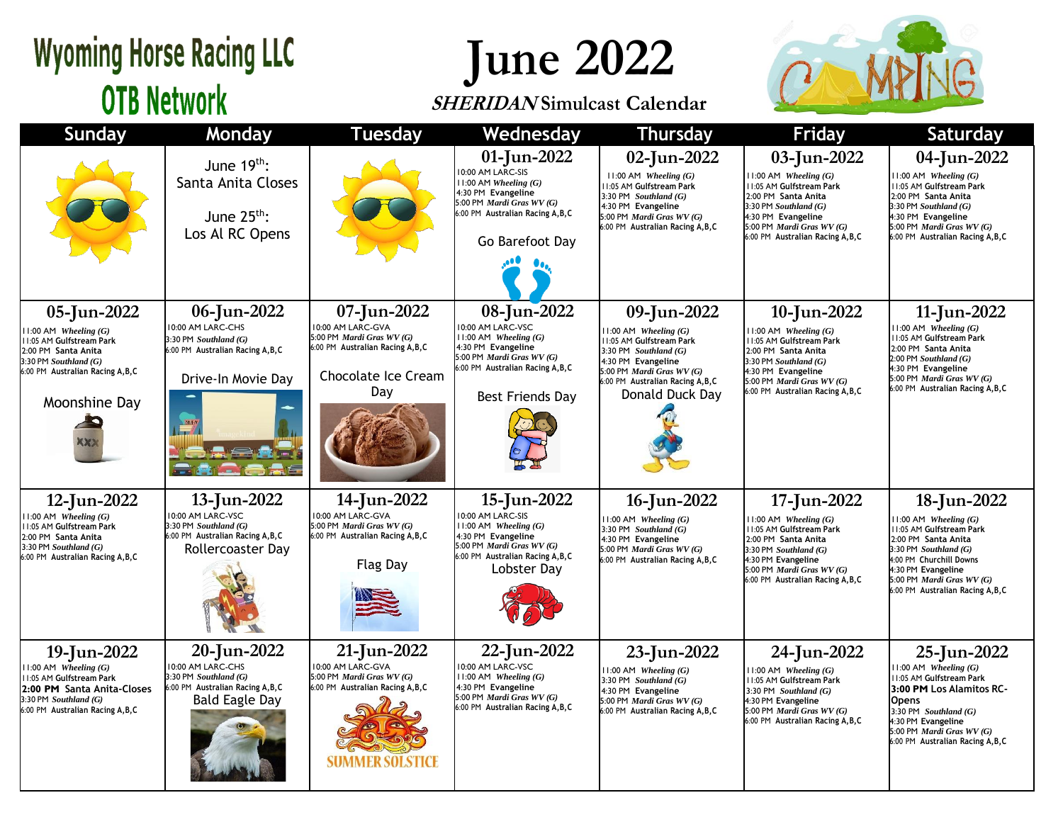# Wyoming Horse Racing LLC OTB Network

# June 2022

## *SHERIDAN* Simulcast Calendar

| Sunday | Monday | Tuesday | Wednesday | Thursday | Friday | Saturday |
|---|---|---|---|---|---|---|
| | June 19th: Santa Anita Closes<br><br>June 25th: Los Al RC Opens | | **01-Jun-2022**<br>10:00 AM LARC-SIS<br>11:00 AM *Wheeling (G)*<br>4:30 PM Evangeline<br>5:00 PM *Mardi Gras WV (G)*<br>6:00 PM Australian Racing A,B,C<br><br>Go Barefoot Day | **02-Jun-2022**<br>11:00 AM *Wheeling (G)*<br>11:05 AM Gulfstream Park<br>3:30 PM *Southland (G)*<br>4:30 PM Evangeline<br>5:00 PM *Mardi Gras WV (G)*<br>6:00 PM Australian Racing A,B,C | **03-Jun-2022**<br>11:00 AM *Wheeling (G)*<br>11:05 AM Gulfstream Park<br>2:00 PM Santa Anita<br>3:30 PM *Southland (G)*<br>4:30 PM Evangeline<br>5:00 PM *Mardi Gras WV (G)*<br>6:00 PM Australian Racing A,B,C | **04-Jun-2022**<br>11:00 AM *Wheeling (G)*<br>11:05 AM Gulfstream Park<br>2:00 PM Santa Anita<br>3:30 PM *Southland (G)*<br>4:30 PM Evangeline<br>5:00 PM *Mardi Gras WV (G)*<br>6:00 PM Australian Racing A,B,C |
| **05-Jun-2022**<br>11:00 AM *Wheeling (G)*<br>11:05 AM Gulfstream Park<br>2:00 PM Santa Anita<br>3:30 PM *Southland (G)*<br>6:00 PM Australian Racing A,B,C<br><br>Moonshine Day | **06-Jun-2022**<br>10:00 AM LARC-CHS<br>3:30 PM *Southland (G)*<br>6:00 PM Australian Racing A,B,C<br><br>Drive-In Movie Day | **07-Jun-2022**<br>10:00 AM LARC-GVA<br>5:00 PM *Mardi Gras WV (G)*<br>6:00 PM Australian Racing A,B,C<br><br>Chocolate Ice Cream Day | **08-Jun-2022**<br>10:00 AM LARC-VSC<br>11:00 AM *Wheeling (G)*<br>4:30 PM Evangeline<br>5:00 PM *Mardi Gras WV (G)*<br>6:00 PM Australian Racing A,B,C<br><br>Best Friends Day | **09-Jun-2022**<br>11:00 AM *Wheeling (G)*<br>11:05 AM Gulfstream Park<br>3:30 PM *Southland (G)*<br>4:30 PM Evangeline<br>5:00 PM *Mardi Gras WV (G)*<br>6:00 PM Australian Racing A,B,C<br>Donald Duck Day | **10-Jun-2022**<br>11:00 AM *Wheeling (G)*<br>11:05 AM Gulfstream Park<br>2:00 PM Santa Anita<br>3:30 PM *Southland (G)*<br>4:30 PM Evangeline<br>5:00 PM *Mardi Gras WV (G)*<br>6:00 PM Australian Racing A,B,C | **11-Jun-2022**<br>11:00 AM *Wheeling (G)*<br>11:05 AM Gulfstream Park<br>2:00 PM Santa Anita<br>2:00 PM *Southland (G)*<br>4:30 PM Evangeline<br>5:00 PM *Mardi Gras WV (G)*<br>6:00 PM Australian Racing A,B,C |
| **12-Jun-2022**<br>11:00 AM *Wheeling (G)*<br>11:05 AM Gulfstream Park<br>2:00 PM Santa Anita<br>3:30 PM *Southland (G)*<br>6:00 PM Australian Racing A,B,C | **13-Jun-2022**<br>10:00 AM LARC-VSC<br>3:30 PM *Southland (G)*<br>6:00 PM Australian Racing A,B,C<br>Rollercoaster Day | **14-Jun-2022**<br>10:00 AM LARC-GVA<br>5:00 PM *Mardi Gras WV (G)*<br>6:00 PM Australian Racing A,B,C<br><br>Flag Day | **15-Jun-2022**<br>10:00 AM LARC-SIS<br>11:00 AM *Wheeling (G)*<br>4:30 PM Evangeline<br>5:00 PM *Mardi Gras WV (G)*<br>6:00 PM Australian Racing A,B,C<br>Lobster Day | **16-Jun-2022**<br>11:00 AM *Wheeling (G)*<br>3:30 PM *Southland (G)*<br>4:30 PM Evangeline<br>5:00 PM *Mardi Gras WV (G)*<br>6:00 PM Australian Racing A,B,C | **17-Jun-2022**<br>11:00 AM *Wheeling (G)*<br>11:05 AM Gulfstream Park<br>2:00 PM Santa Anita<br>3:30 PM *Southland (G)*<br>4:30 PM Evangeline<br>5:00 PM *Mardi Gras WV (G)*<br>6:00 PM Australian Racing A,B,C | **18-Jun-2022**<br>11:00 AM *Wheeling (G)*<br>11:05 AM Gulfstream Park<br>2:00 PM Santa Anita<br>3:30 PM *Southland (G)*<br>4:00 PM Churchill Downs<br>4:30 PM Evangeline<br>5:00 PM *Mardi Gras WV (G)*<br>6:00 PM Australian Racing A,B,C |
| **19-Jun-2022**<br>11:00 AM *Wheeling (G)*<br>11:05 AM Gulfstream Park<br>**2:00 PM Santa Anita-Closes**<br>3:30 PM *Southland (G)*<br>6:00 PM Australian Racing A,B,C | **20-Jun-2022**<br>10:00 AM LARC-CHS<br>3:30 PM *Southland (G)*<br>6:00 PM Australian Racing A,B,C<br>Bald Eagle Day | **21-Jun-2022**<br>10:00 AM LARC-GVA<br>5:00 PM *Mardi Gras WV (G)*<br>6:00 PM Australian Racing A,B,C<br><br>SUMMER SOLSTICE | **22-Jun-2022**<br>10:00 AM LARC-VSC<br>11:00 AM *Wheeling (G)*<br>4:30 PM Evangeline<br>5:00 PM *Mardi Gras WV (G)*<br>6:00 PM Australian Racing A,B,C | **23-Jun-2022**<br>11:00 AM *Wheeling (G)*<br>3:30 PM *Southland (G)*<br>4:30 PM Evangeline<br>5:00 PM *Mardi Gras WV (G)*<br>6:00 PM Australian Racing A,B,C | **24-Jun-2022**<br>11:00 AM *Wheeling (G)*<br>11:05 AM Gulfstream Park<br>3:30 PM *Southland (G)*<br>4:30 PM Evangeline<br>5:00 PM *Mardi Gras WV (G)*<br>6:00 PM Australian Racing A,B,C | **25-Jun-2022**<br>11:00 AM *Wheeling (G)*<br>11:05 AM Gulfstream Park<br>**3:00 PM Los Alamitos RC-Opens**<br>3:30 PM *Southland (G)*<br>4:30 PM Evangeline<br>5:00 PM *Mardi Gras WV (G)*<br>6:00 PM Australian Racing A,B,C |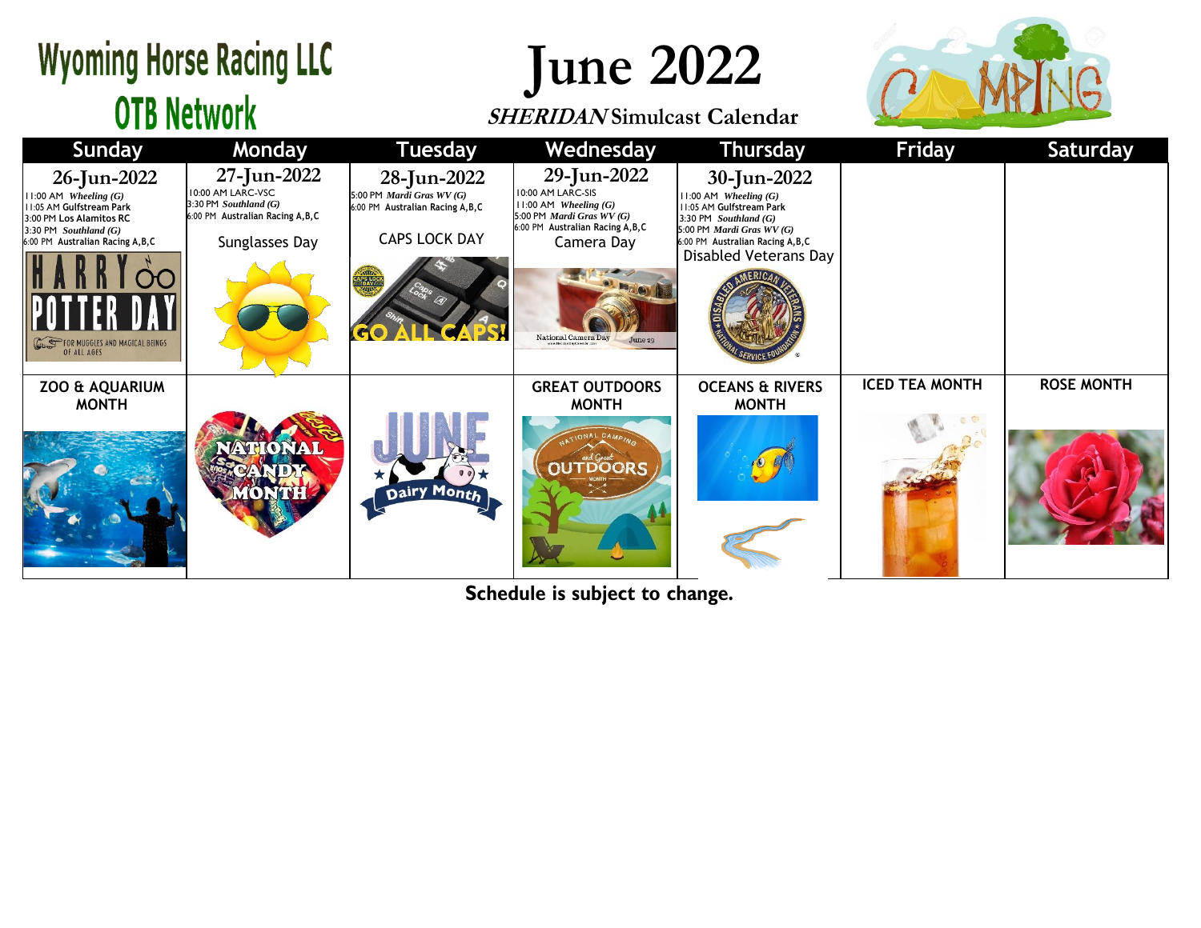# Wyoming Horse Racing LLC
# OTB Network

# June 2022

***SHERIDAN* Simulcast Calendar**

| Sunday | Monday | Tuesday | Wednesday | Thursday | Friday | Saturday |
|---|---|---|---|---|---|---|
| **26-Jun-2022**<br>11:00 AM *Wheeling (G)*<br>11:05 AM Gulfstream Park<br>3:00 PM Los Alamitos RC<br>3:30 PM *Southland (G)*<br>6:00 PM Australian Racing A,B,C<br>HARRY POTTER DAY<br>FOR MUGGLES AND MAGICAL BEINGS OF ALL AGES | **27-Jun-2022**<br>10:00 AM LARC-VSC<br>3:30 PM *Southland (G)*<br>6:00 PM Australian Racing A,B,C<br>Sunglasses Day | **28-Jun-2022**<br>5:00 PM *Mardi Gras WV (G)*<br>6:00 PM Australian Racing A,B,C<br>CAPS LOCK DAY<br>GO ALL CAPS! | **29-Jun-2022**<br>10:00 AM LARC-SIS<br>11:00 AM *Wheeling (G)*<br>5:00 PM *Mardi Gras WV (G)*<br>6:00 PM Australian Racing A,B,C<br>Camera Day | **30-Jun-2022**<br>11:00 AM *Wheeling (G)*<br>11:05 AM Gulfstream Park<br>3:30 PM *Southland (G)*<br>5:00 PM *Mardi Gras WV (G)*<br>6:00 PM Australian Racing A,B,C<br>Disabled Veterans Day | | |
| **ZOO & AQUARIUM MONTH** | NATIONAL CANDY MONTH | JUNE Dairy Month | **GREAT OUTDOORS MONTH** | **OCEANS & RIVERS MONTH** | **ICED TEA MONTH** | **ROSE MONTH** |

**Schedule is subject to change.**